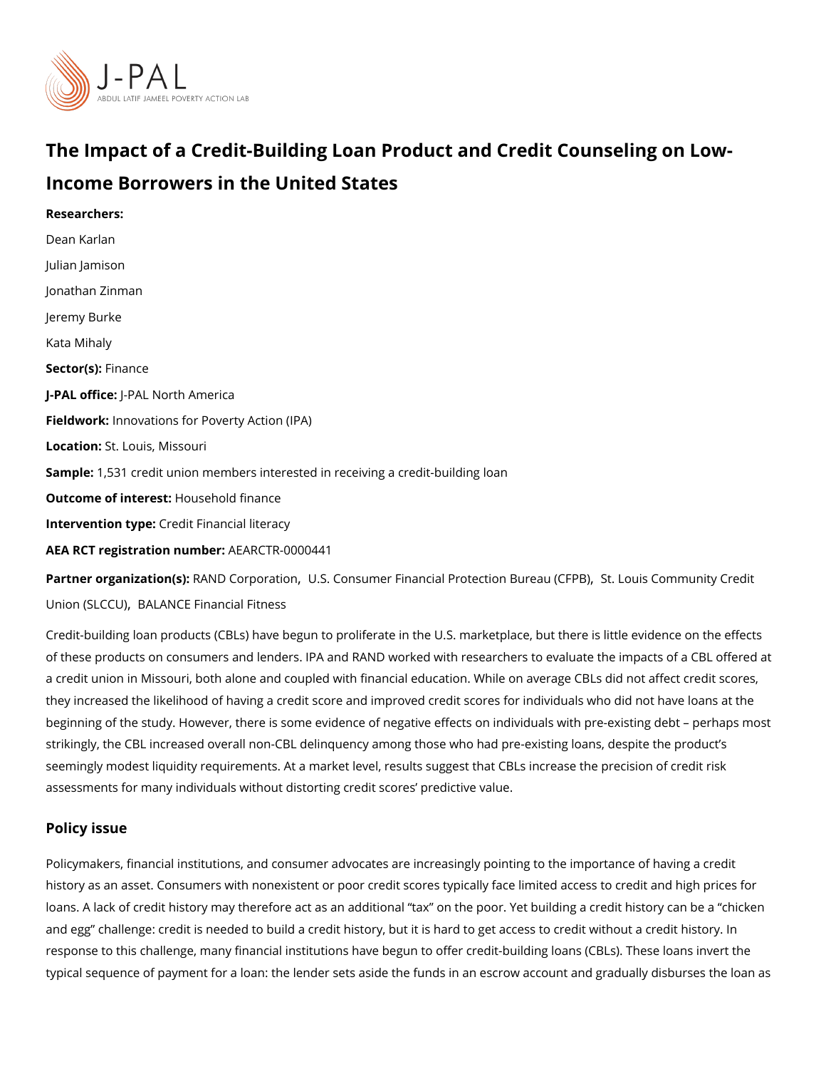# The Impact of a Credit-Building Loan Product and Credit Counseling on Low-Income Borrowers in the United States

**Researchers:**

Dean Karlan

Julian Jamison

Jonathan Zinman

Jeremy Burke

Kata Mihaly

**Sector(s):** Finance

**J-PAL office:** J-PAL North America

**Fieldwork:** Innovations for Poverty Action (IPA)

**Location:** St. Louis, Missouri

**Sample:** 1,531 credit union members interested in receiving a credit-building loan

**Outcome of interest:** Household finance

**Intervention type:** Credit Financial literacy

**AEA RCT registration number:** AEARCTR-0000441

**Partner organization(s):** RAND Corporation, U.S. Consumer Financial Protection Bureau (CFPB), St. Louis Community Credit Union (SLCCU), BALANCE Financial Fitness

Credit-building loan products (CBLs) have begun to proliferate in the U.S. marketplace, but there is little evidence on the effects of these products on consumers and lenders. IPA and RAND worked with researchers to evaluate the impacts of a CBL offered at a credit union in Missouri, both alone and coupled with financial education. While on average CBLs did not affect credit scores, they increased the likelihood of having a credit score and improved credit scores for individuals who did not have loans at the beginning of the study. However, there is some evidence of negative effects on individuals with pre-existing debt – perhaps most strikingly, the CBL increased overall non-CBL delinquency among those who had pre-existing loans, despite the product's seemingly modest liquidity requirements. At a market level, results suggest that CBLs increase the precision of credit risk assessments for many individuals without distorting credit scores' predictive value.

## Policy issue

Policymakers, financial institutions, and consumer advocates are increasingly pointing to the importance of having a credit history as an asset. Consumers with nonexistent or poor credit scores typically face limited access to credit and high prices for loans. A lack of credit history may therefore act as an additional "tax" on the poor. Yet building a credit history can be a "chicken and egg" challenge: credit is needed to build a credit history, but it is hard to get access to credit without a credit history. In response to this challenge, many financial institutions have begun to offer credit-building loans (CBLs). These loans invert the typical sequence of payment for a loan: the lender sets aside the funds in an escrow account and gradually disburses the loan as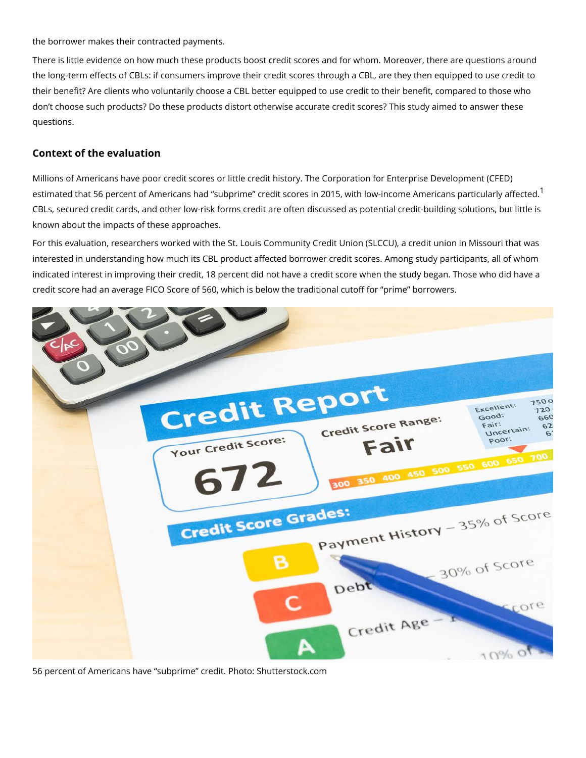the borrower makes their contracted payments.

There is little evidence on how much these products boost credit scores and for whom. Moreover, there are questions around the long-term effects of CBLs: if consumers improve their credit scores through a CBL, are they then equipped to use credit to their benefit? Are clients who voluntarily choose a CBL better equipped to use credit to their benefit, compared to those who don't choose such products? Do these products distort otherwise accurate credit scores? This study aimed to answer these questions.

### Context of the evaluation

Millions of Americans have poor credit scores or little credit history. The Corporation for Enterprise Development (CFED) estimated that 56 percent of Americans had "subprime" credit scores in 2015, with low-income Americans particularly affected.[1] CBLs, secured credit cards, and other low-risk forms credit are often discussed as potential credit-building solutions, but little is known about the impacts of these approaches.

For this evaluation, researchers worked with the St. Louis Community Credit Union (SLCCU), a credit union in Missouri that was interested in understanding how much its CBL product affected borrower credit scores. Among study participants, all of whom indicated interest in improving their credit, 18 percent did not have a credit score when the study began. Those who did have a credit score had an average FICO Score of 560, which is below the traditional cutoff for "prime" borrowers.

56 percent of Americans have "subprime" credit. Photo: Shutterstock.com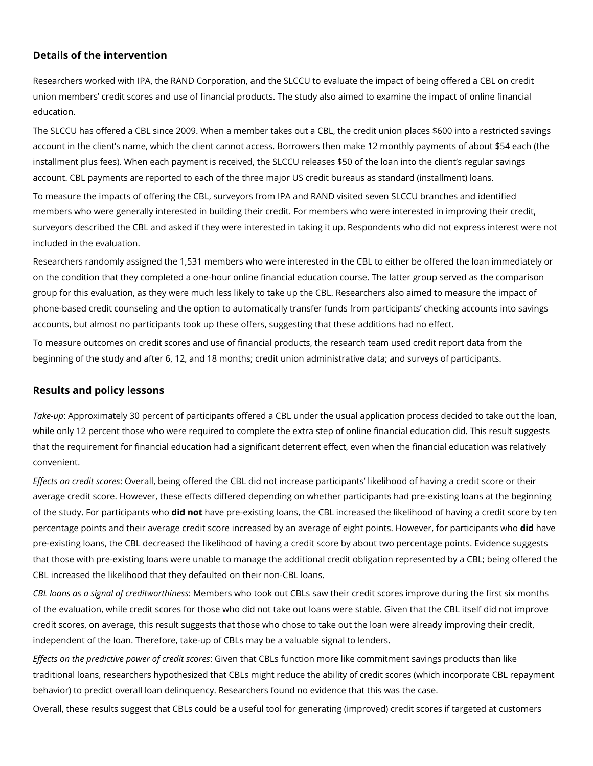## Details of the intervention

Researchers worked with IPA, the RAND Corporation, and the SLCCU to evaluate the impact of being offered a CBL on credit union members' credit scores and use of financial products. The study also aimed to examine the impact of online financial education.

The SLCCU has offered a CBL since 2009. When a member takes out a CBL, the credit union places $600 into a restricted savings account in the client's name, which the client cannot access. Borrowers then make 12 monthly payments of about $54 each (the installment plus fees). When each payment is received, the SLCCU releases $50 of the loan into the client's regular savings account. CBL payments are reported to each of the three major US credit bureaus as standard (installment) loans.

To measure the impacts of offering the CBL, surveyors from IPA and RAND visited seven SLCCU branches and identified members who were generally interested in building their credit. For members who were interested in improving their credit, surveyors described the CBL and asked if they were interested in taking it up. Respondents who did not express interest were not included in the evaluation.

Researchers randomly assigned the 1,531 members who were interested in the CBL to either be offered the loan immediately or on the condition that they completed a one-hour online financial education course. The latter group served as the comparison group for this evaluation, as they were much less likely to take up the CBL. Researchers also aimed to measure the impact of phone-based credit counseling and the option to automatically transfer funds from participants' checking accounts into savings accounts, but almost no participants took up these offers, suggesting that these additions had no effect.

To measure outcomes on credit scores and use of financial products, the research team used credit report data from the beginning of the study and after 6, 12, and 18 months; credit union administrative data; and surveys of participants.

## Results and policy lessons

*Take-up*: Approximately 30 percent of participants offered a CBL under the usual application process decided to take out the loan, while only 12 percent those who were required to complete the extra step of online financial education did. This result suggests that the requirement for financial education had a significant deterrent effect, even when the financial education was relatively convenient.

*Effects on credit scores*: Overall, being offered the CBL did not increase participants' likelihood of having a credit score or their average credit score. However, these effects differed depending on whether participants had pre-existing loans at the beginning of the study. For participants who **did not** have pre-existing loans, the CBL increased the likelihood of having a credit score by ten percentage points and their average credit score increased by an average of eight points. However, for participants who **did** have pre-existing loans, the CBL decreased the likelihood of having a credit score by about two percentage points. Evidence suggests that those with pre-existing loans were unable to manage the additional credit obligation represented by a CBL; being offered the CBL increased the likelihood that they defaulted on their non-CBL loans.

*CBL loans as a signal of creditworthiness*: Members who took out CBLs saw their credit scores improve during the first six months of the evaluation, while credit scores for those who did not take out loans were stable. Given that the CBL itself did not improve credit scores, on average, this result suggests that those who chose to take out the loan were already improving their credit, independent of the loan. Therefore, take-up of CBLs may be a valuable signal to lenders.

*Effects on the predictive power of credit scores*: Given that CBLs function more like commitment savings products than like traditional loans, researchers hypothesized that CBLs might reduce the ability of credit scores (which incorporate CBL repayment behavior) to predict overall loan delinquency. Researchers found no evidence that this was the case.

Overall, these results suggest that CBLs could be a useful tool for generating (improved) credit scores if targeted at customers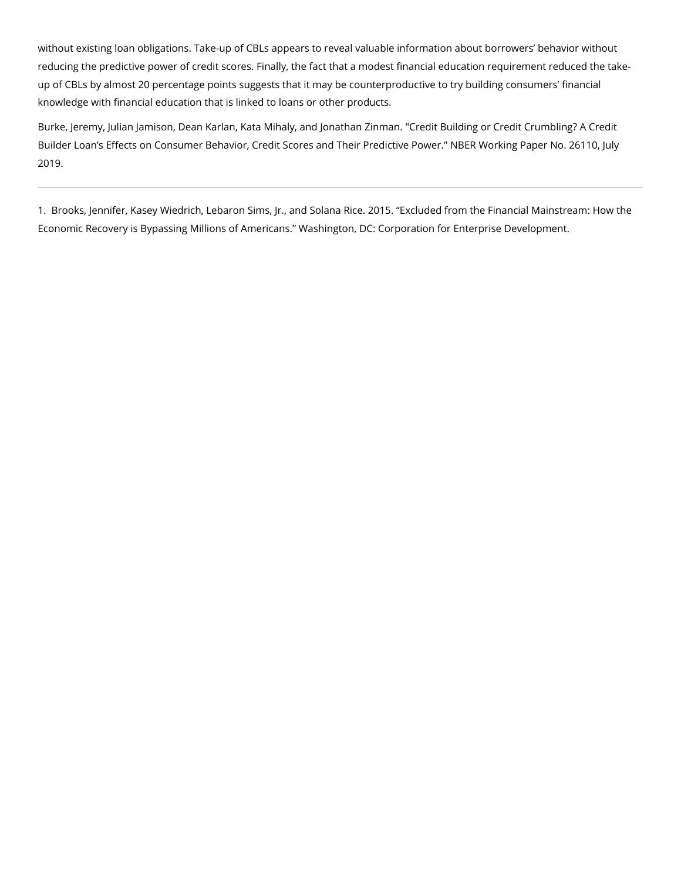without existing loan obligations. Take-up of CBLs appears to reveal valuable information about borrowers' behavior without reducing the predictive power of credit scores. Finally, the fact that a modest financial education requirement reduced the take-up of CBLs by almost 20 percentage points suggests that it may be counterproductive to try building consumers' financial knowledge with financial education that is linked to loans or other products.

Burke, Jeremy, Julian Jamison, Dean Karlan, Kata Mihaly, and Jonathan Zinman. "Credit Building or Credit Crumbling? A Credit Builder Loan's Effects on Consumer Behavior, Credit Scores and Their Predictive Power." NBER Working Paper No. 26110, July 2019.

---

1. Brooks, Jennifer, Kasey Wiedrich, Lebaron Sims, Jr., and Solana Rice. 2015. "Excluded from the Financial Mainstream: How the Economic Recovery is Bypassing Millions of Americans." Washington, DC: Corporation for Enterprise Development.